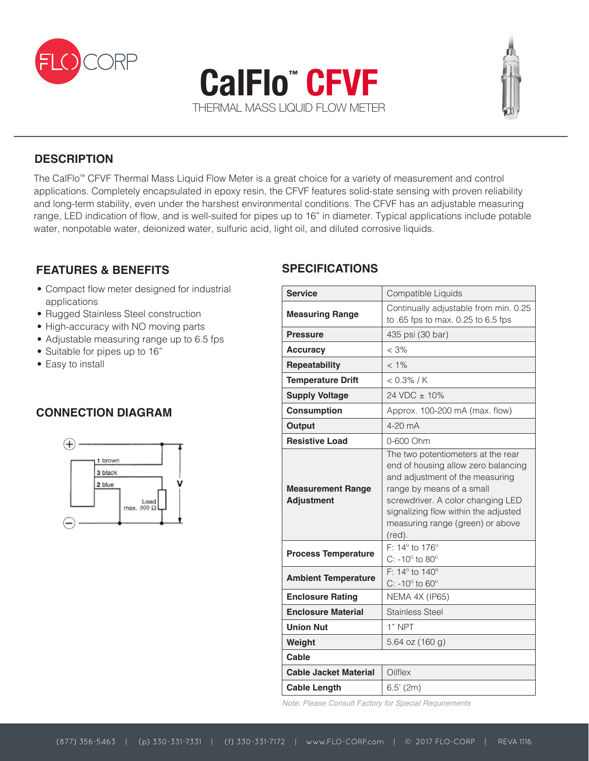# CalFlo™ CFVF

THERMAL MASS LIQUID FLOW METER

## DESCRIPTION

The CalFlo™ CFVF Thermal Mass Liquid Flow Meter is a great choice for a variety of measurement and control applications. Completely encapsulated in epoxy resin, the CFVF features solid-state sensing with proven reliability and long-term stability, even under the harshest environmental conditions. The CFVF has an adjustable measuring range, LED indication of flow, and is well-suited for pipes up to 16" in diameter. Typical applications include potable water, nonpotable water, deionized water, sulfuric acid, light oil, and diluted corrosive liquids.

## FEATURES & BENEFITS

- Compact flow meter designed for industrial applications
- Rugged Stainless Steel construction
- High-accuracy with NO moving parts
- Adjustable measuring range up to 6.5 fps
- Suitable for pipes up to 16"
- Easy to install

## CONNECTION DIAGRAM

+

1 brown

3 black

2 blue

V

Load max. 600 Ω

−

## SPECIFICATIONS

| | |
|---|---|
| **Service** | Compatible Liquids |
| **Measuring Range** | Continually adjustable from min. 0.25 to .65 fps to max. 0.25 to 6.5 fps |
| **Pressure** | 435 psi (30 bar) |
| **Accuracy** | < 3% |
| **Repeatability** | < 1% |
| **Temperature Drift** | < 0.3% / K |
| **Supply Voltage** | 24 VDC ± 10% |
| **Consumption** | Approx. 100-200 mA (max. flow) |
| **Output** | 4-20 mA |
| **Resistive Load** | 0-600 Ohm |
| **Measurement Range Adjustment** | The two potentiometers at the rear end of housing allow zero balancing and adjustment of the measuring range by means of a small screwdriver. A color changing LED signalizing flow within the adjusted measuring range (green) or above (red). |
| **Process Temperature** | F: 14° to 176°<br>C: -10° to 80° |
| **Ambient Temperature** | F: 14° to 140°<br>C: -10° to 60° |
| **Enclosure Rating** | NEMA 4X (IP65) |
| **Enclosure Material** | Stainless Steel |
| **Union Nut** | 1" NPT |
| **Weight** | 5.64 oz (160 g) |
| **Cable** | |
| **Cable Jacket Material** | Oilflex |
| **Cable Length** | 6.5' (2m) |

*Note: Please Consult Factory for Special Requirements*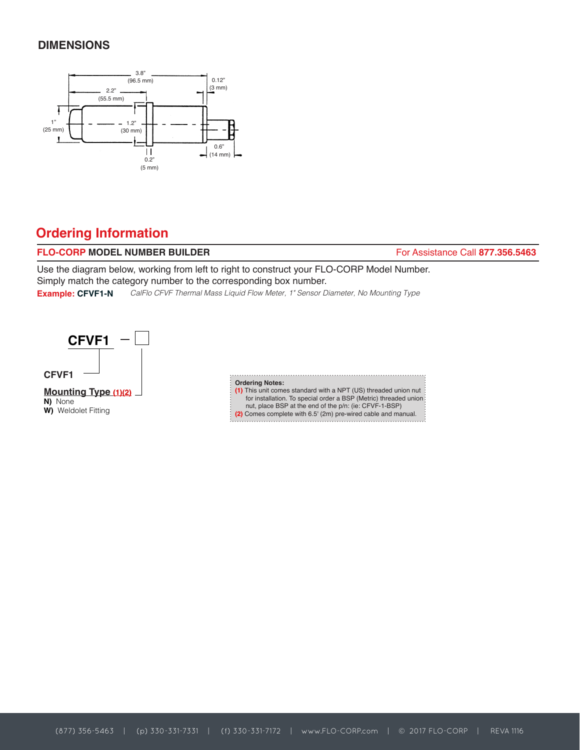## DIMENSIONS

3.8"
(96.5 mm)

2.2"
(55.5 mm)

0.12"
(3 mm)

1"
(25 mm)

1.2"
(30 mm)

0.6"
(14 mm)

0.2"
(5 mm)

## Ordering Information

**FLO-CORP MODEL NUMBER BUILDER** For Assistance Call **877.356.5463**

Use the diagram below, working from left to right to construct your FLO-CORP Model Number. Simply match the category number to the corresponding box number.

**Example: CFVF1-N** *CalFlo CFVF Thermal Mass Liquid Flow Meter, 1" Sensor Diameter, No Mounting Type*

**CFVF1** – ☐

**CFVF1**

**Mounting Type (1)(2)**
- **N)** None
- **W)** Weldolet Fitting

**Ordering Notes:**
**(1)** This unit comes standard with a NPT (US) threaded union nut for installation. To special order a BSP (Metric) threaded union nut, place BSP at the end of the p/n: (ie: CFVF-1-BSP)
**(2)** Comes complete with 6.5' (2m) pre-wired cable and manual.